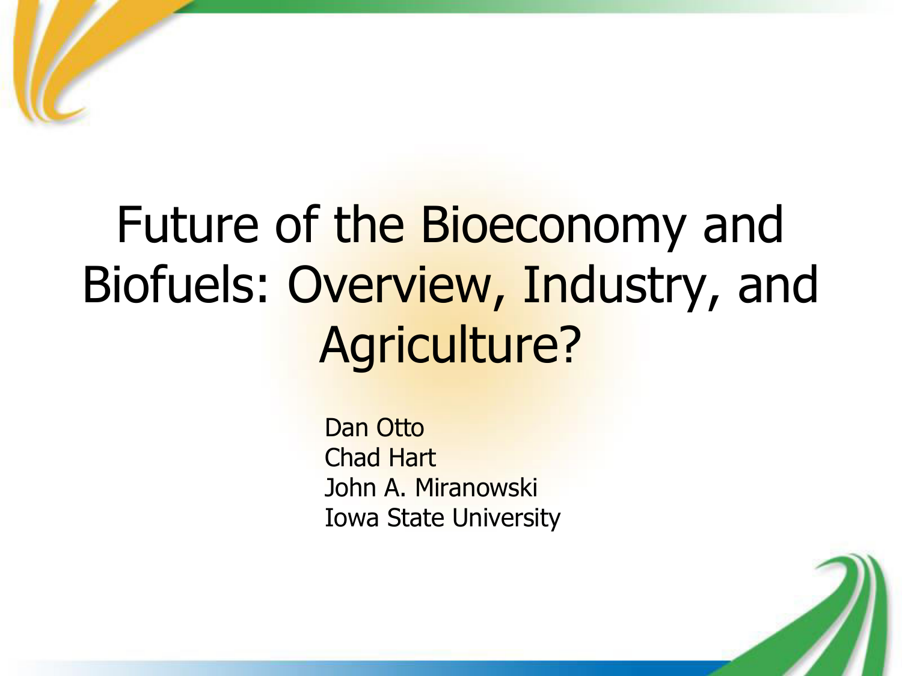# Future of the Bioeconomy and Biofuels: Overview, Industry, and Agriculture?

Dan Otto
Chad Hart
John A. Miranowski
Iowa State University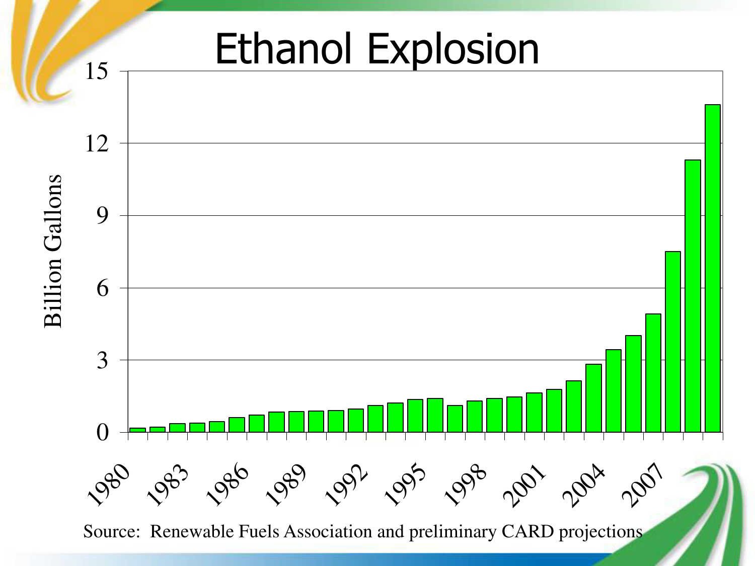# Ethanol Explosion

Source: Renewable Fuels Association and preliminary CARD projections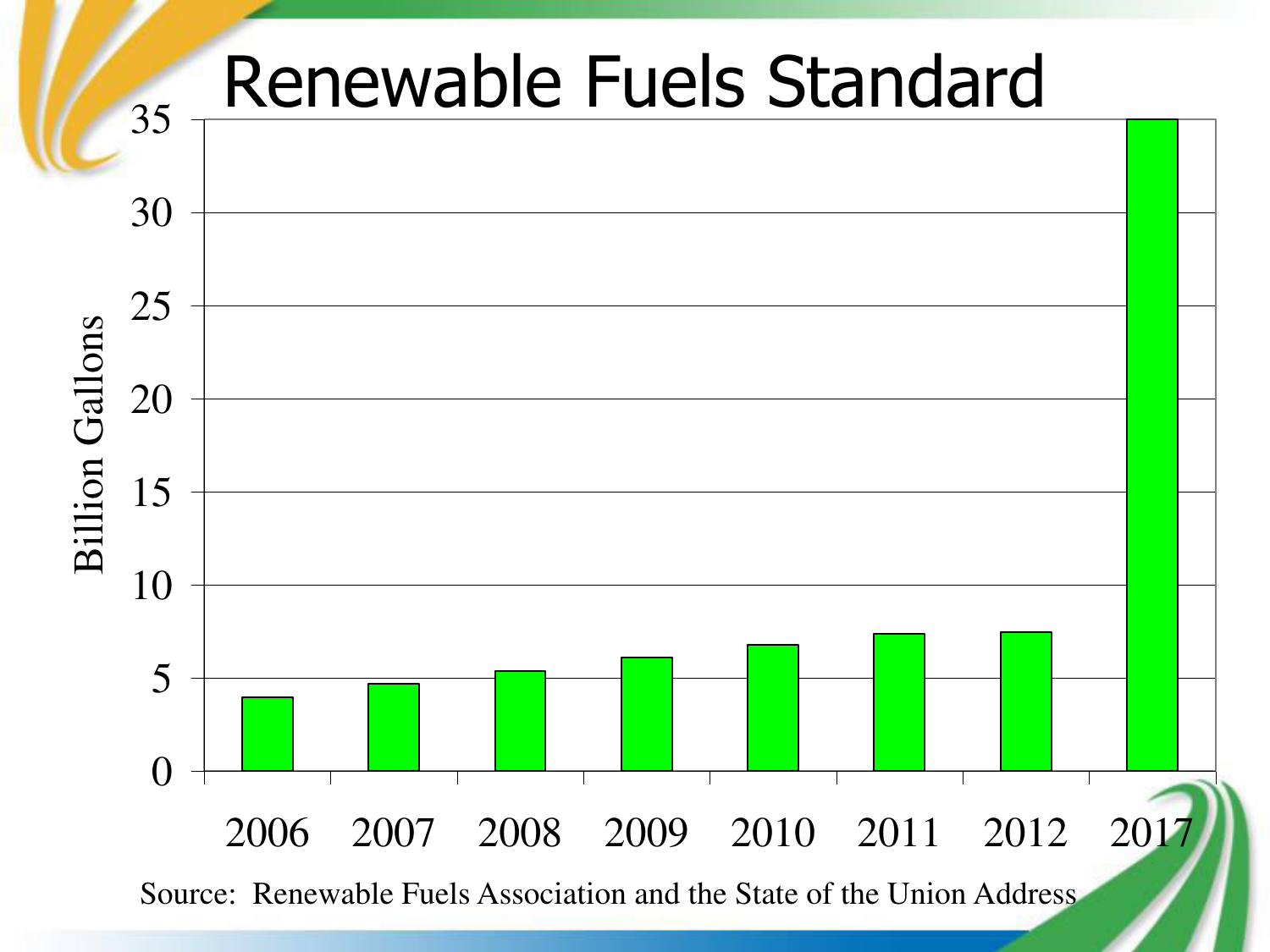# Renewable Fuels Standard

Billion Gallons

35
30
25
20
15
10
5
0

2006 2007 2008 2009 2010 2011 2012 2017

Source: Renewable Fuels Association and the State of the Union Address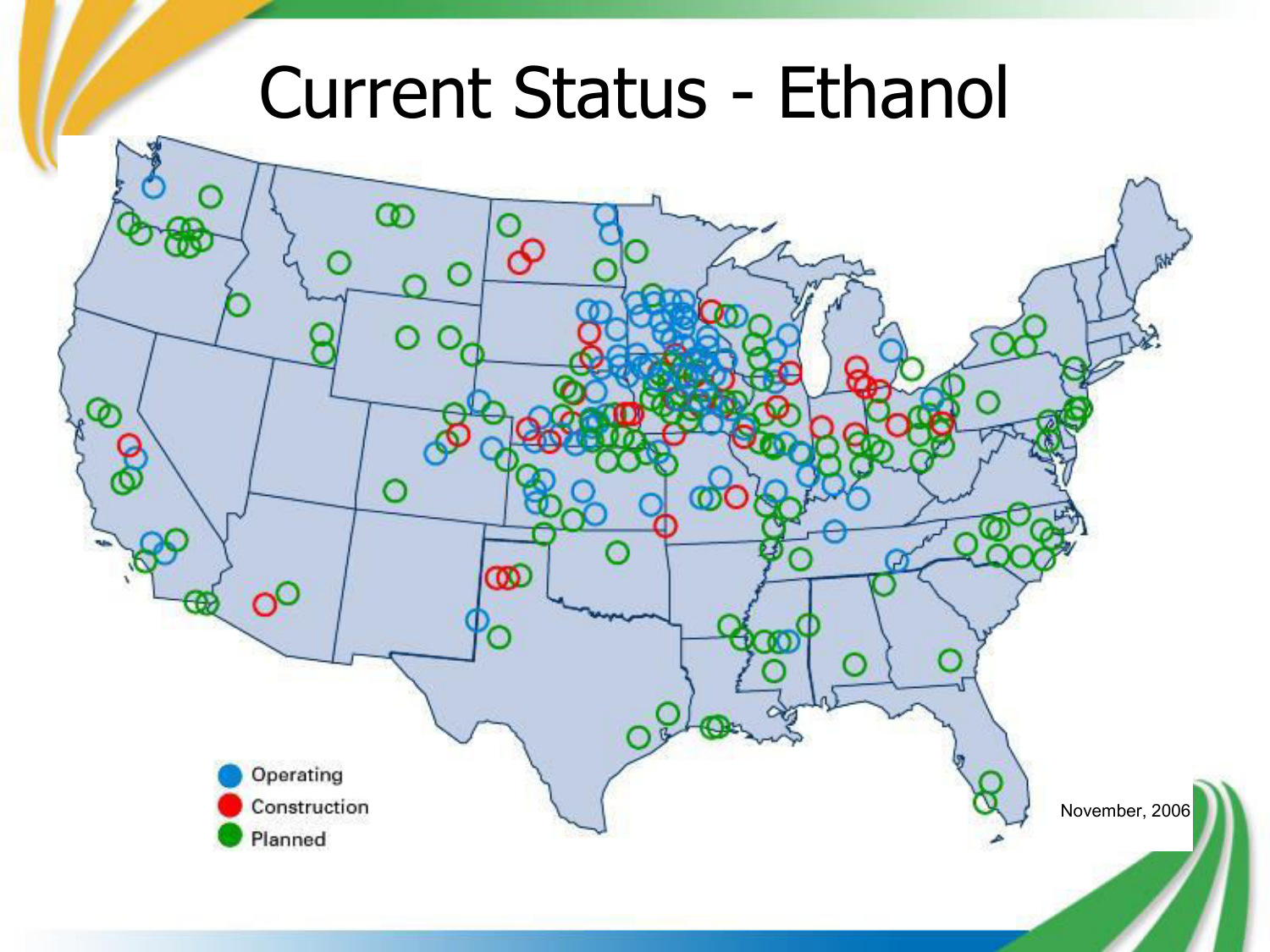# Current Status - Ethanol

- Operating
- Construction
- Planned

November, 2006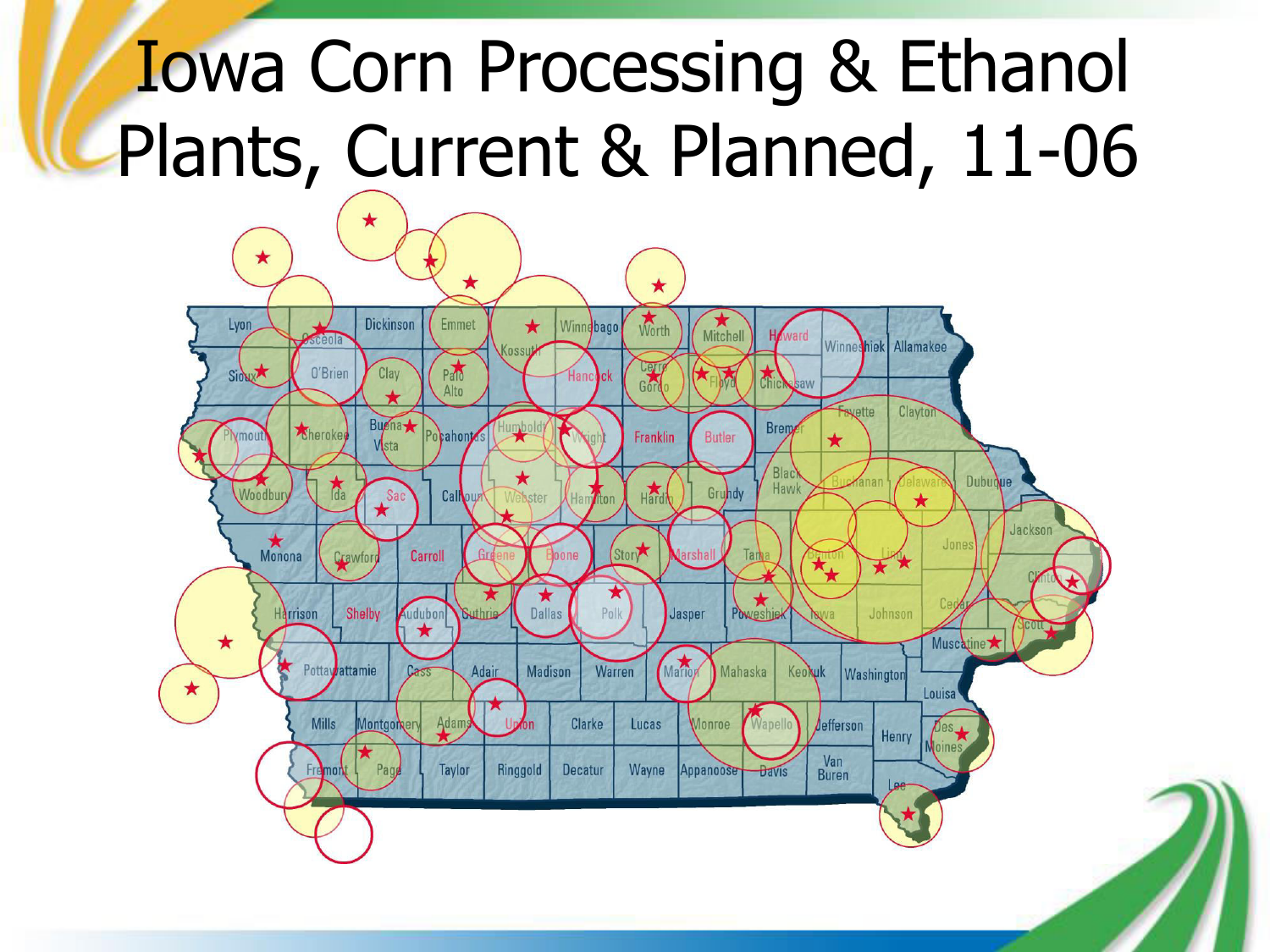# Iowa Corn Processing & Ethanol Plants, Current & Planned, 11-06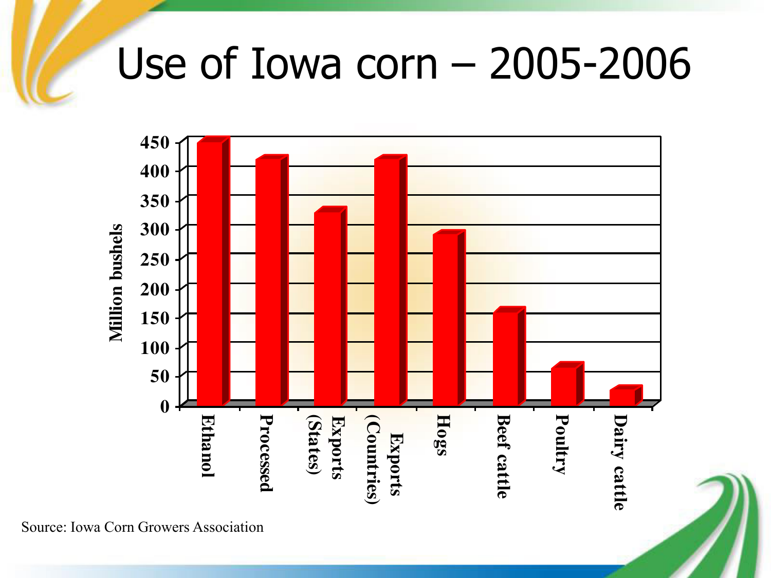# Use of Iowa corn – 2005-2006

Source: Iowa Corn Growers Association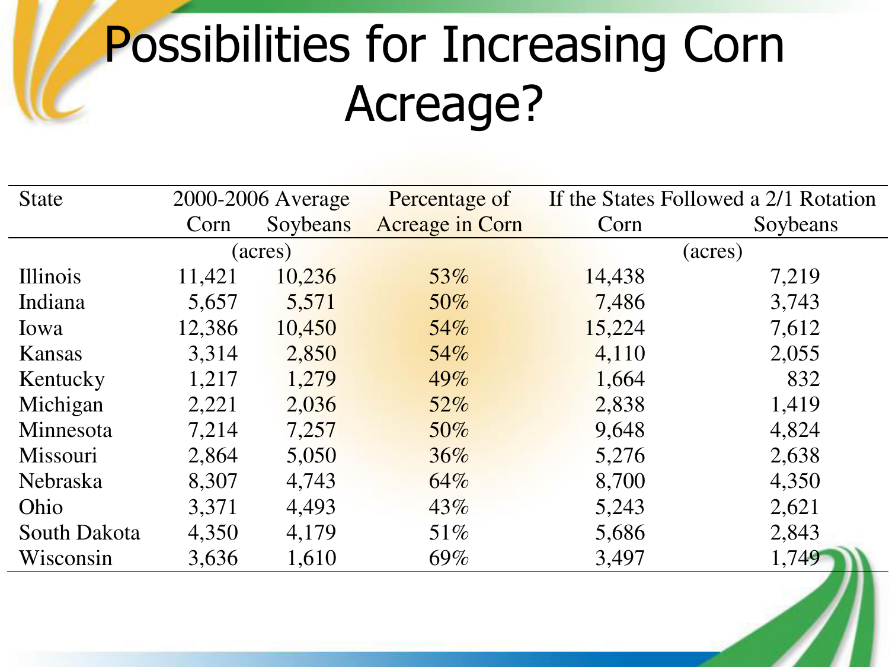# Possibilities for Increasing Corn Acreage?

| State | 2000-2006 Average | | Percentage of | If the States Followed a 2/1 Rotation | |
|---|---|---|---|---|---|
| | Corn | Soybeans | Acreage in Corn | Corn | Soybeans |
| | (acres) | | | (acres) | |
| Illinois | 11,421 | 10,236 | 53% | 14,438 | 7,219 |
| Indiana | 5,657 | 5,571 | 50% | 7,486 | 3,743 |
| Iowa | 12,386 | 10,450 | 54% | 15,224 | 7,612 |
| Kansas | 3,314 | 2,850 | 54% | 4,110 | 2,055 |
| Kentucky | 1,217 | 1,279 | 49% | 1,664 | 832 |
| Michigan | 2,221 | 2,036 | 52% | 2,838 | 1,419 |
| Minnesota | 7,214 | 7,257 | 50% | 9,648 | 4,824 |
| Missouri | 2,864 | 5,050 | 36% | 5,276 | 2,638 |
| Nebraska | 8,307 | 4,743 | 64% | 8,700 | 4,350 |
| Ohio | 3,371 | 4,493 | 43% | 5,243 | 2,621 |
| South Dakota | 4,350 | 4,179 | 51% | 5,686 | 2,843 |
| Wisconsin | 3,636 | 1,610 | 69% | 3,497 | 1,749 |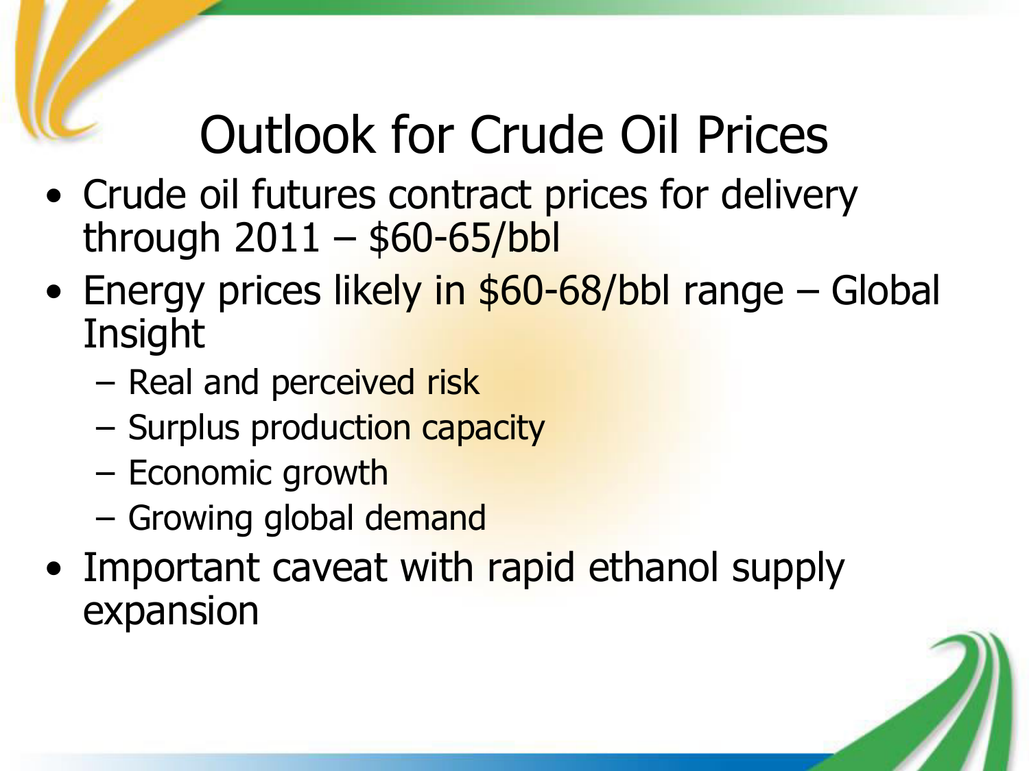# Outlook for Crude Oil Prices

- Crude oil futures contract prices for delivery through 2011 – $60-65/bbl
- Energy prices likely in $60-68/bbl range – Global Insight
  - Real and perceived risk
  - Surplus production capacity
  - Economic growth
  - Growing global demand
- Important caveat with rapid ethanol supply expansion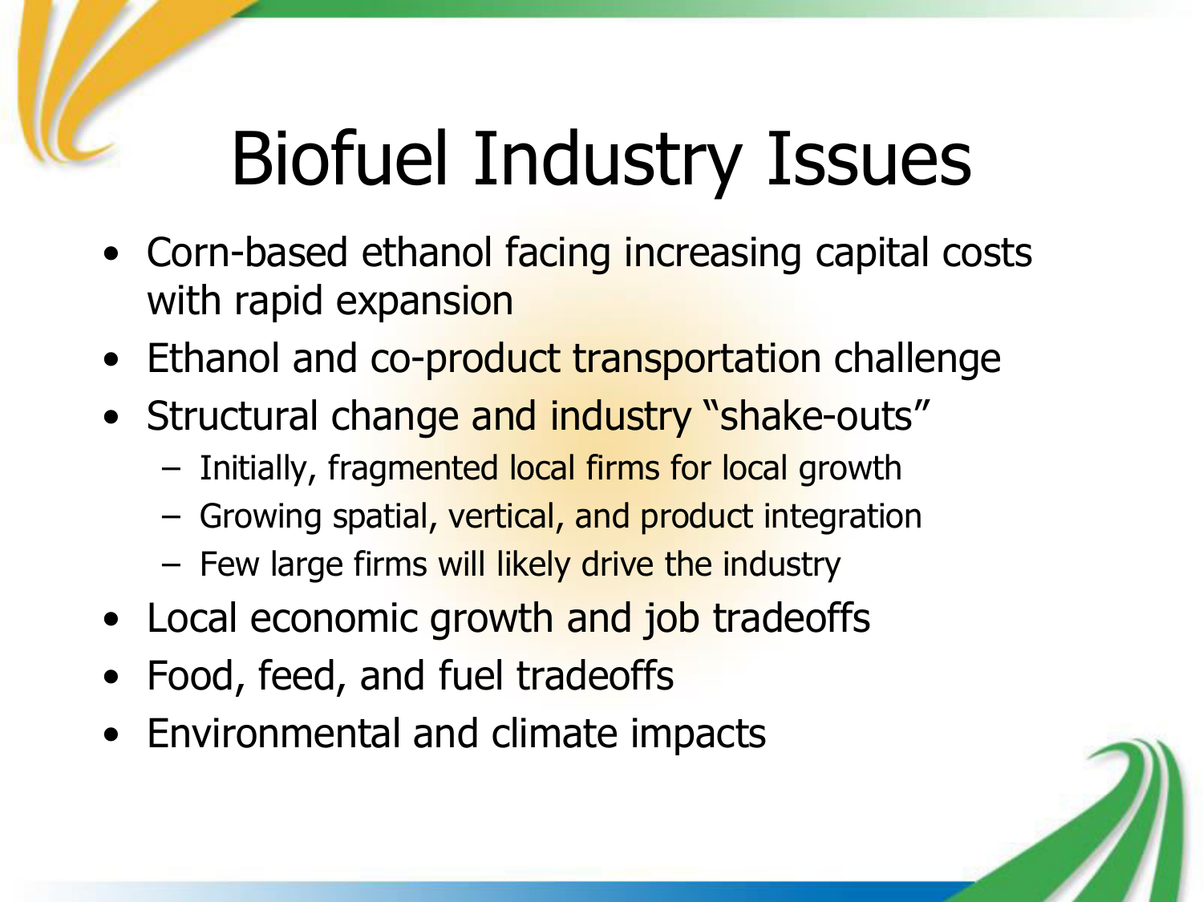# Biofuel Industry Issues

- Corn-based ethanol facing increasing capital costs with rapid expansion
- Ethanol and co-product transportation challenge
- Structural change and industry “shake-outs”
  - Initially, fragmented local firms for local growth
  - Growing spatial, vertical, and product integration
  - Few large firms will likely drive the industry
- Local economic growth and job tradeoffs
- Food, feed, and fuel tradeoffs
- Environmental and climate impacts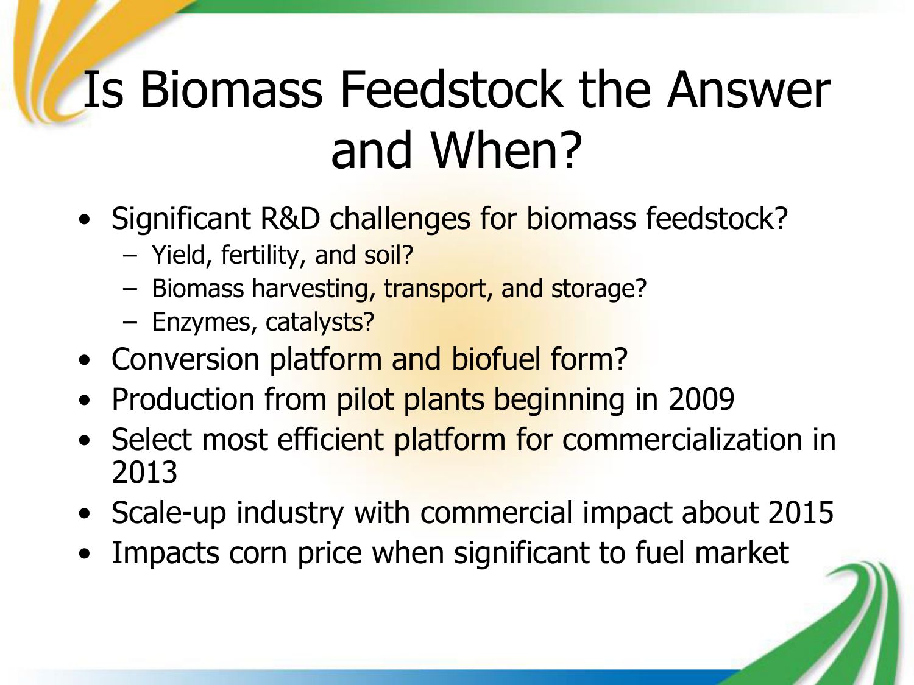# Is Biomass Feedstock the Answer and When?

- Significant R&D challenges for biomass feedstock?
  - Yield, fertility, and soil?
  - Biomass harvesting, transport, and storage?
  - Enzymes, catalysts?
- Conversion platform and biofuel form?
- Production from pilot plants beginning in 2009
- Select most efficient platform for commercialization in 2013
- Scale-up industry with commercial impact about 2015
- Impacts corn price when significant to fuel market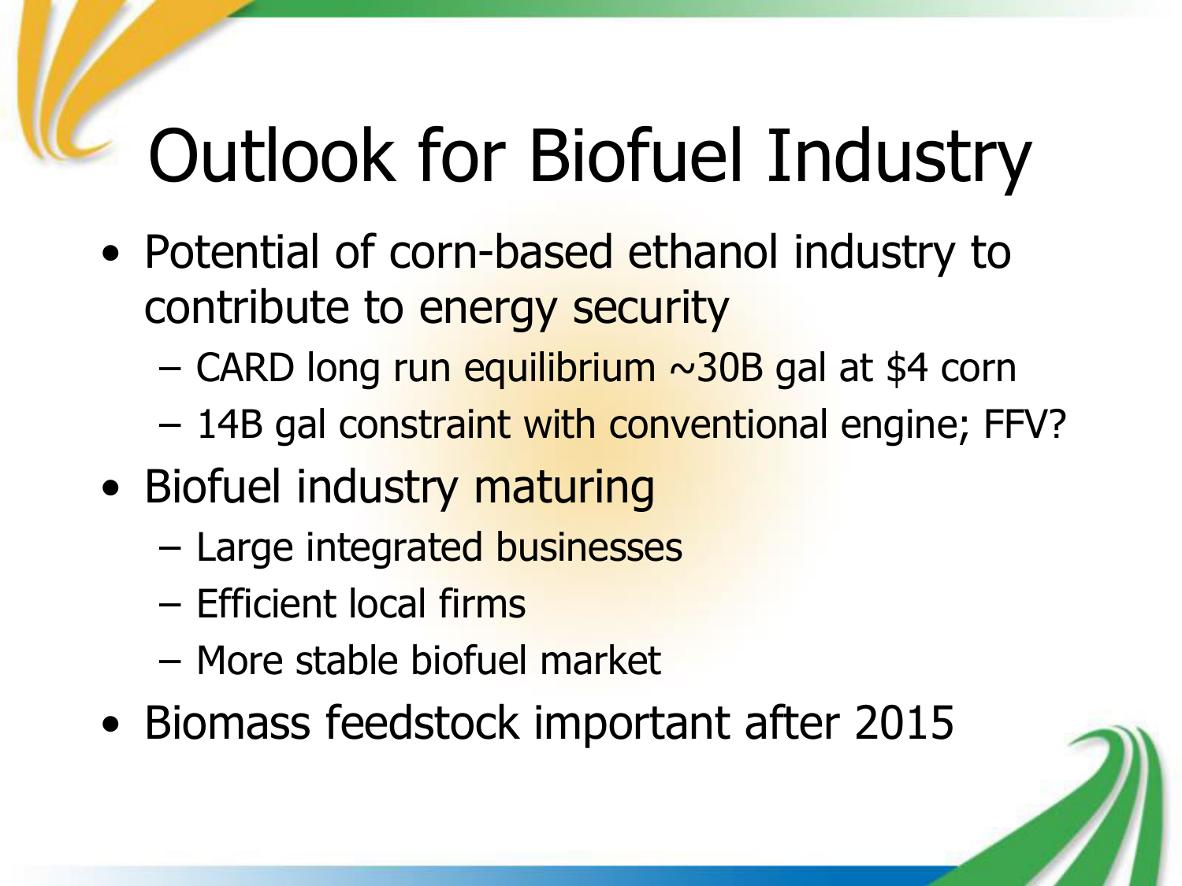# Outlook for Biofuel Industry

- Potential of corn-based ethanol industry to contribute to energy security
  - CARD long run equilibrium ~30B gal at $4 corn
  - 14B gal constraint with conventional engine; FFV?
- Biofuel industry maturing
  - Large integrated businesses
  - Efficient local firms
  - More stable biofuel market
- Biomass feedstock important after 2015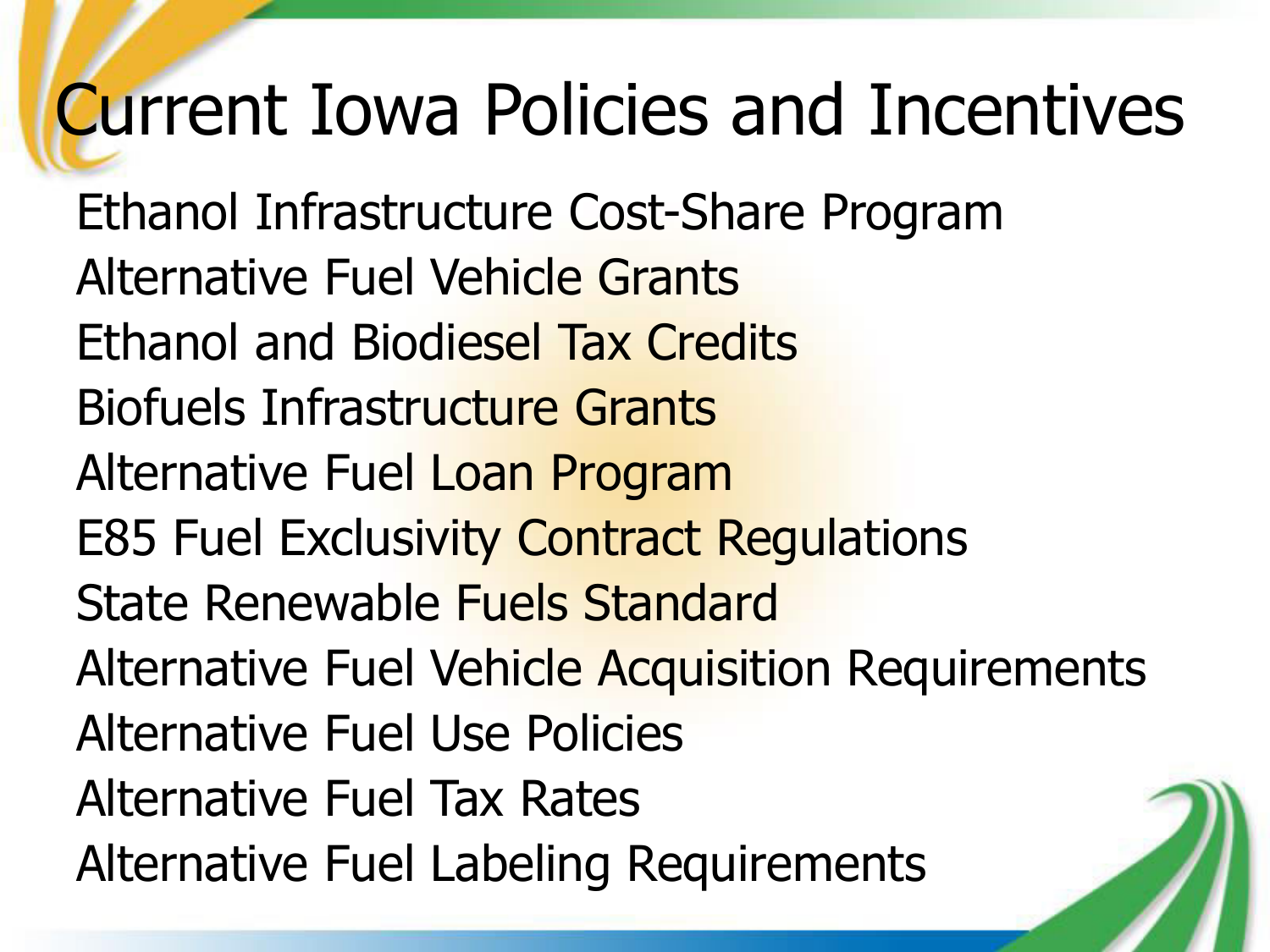# Current Iowa Policies and Incentives

- Ethanol Infrastructure Cost-Share Program
- Alternative Fuel Vehicle Grants
- Ethanol and Biodiesel Tax Credits
- Biofuels Infrastructure Grants
- Alternative Fuel Loan Program
- E85 Fuel Exclusivity Contract Regulations
- State Renewable Fuels Standard
- Alternative Fuel Vehicle Acquisition Requirements
- Alternative Fuel Use Policies
- Alternative Fuel Tax Rates
- Alternative Fuel Labeling Requirements